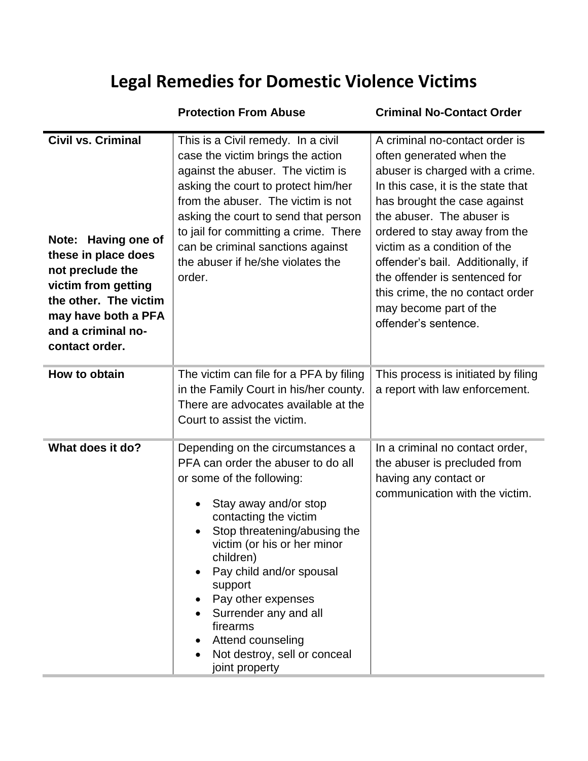# Legal Remedies for Domestic Violence Victims

| | Protection From Abuse | Criminal No-Contact Order |
|---|---|---|
| **Civil vs. Criminal**<br><br>**Note: Having one of these in place does not preclude the victim from getting the other. The victim may have both a PFA and a criminal no-contact order.** | This is a Civil remedy. In a civil case the victim brings the action against the abuser. The victim is asking the court to protect him/her from the abuser. The victim is not asking the court to send that person to jail for committing a crime. There can be criminal sanctions against the abuser if he/she violates the order. | A criminal no-contact order is often generated when the abuser is charged with a crime. In this case, it is the state that has brought the case against the abuser. The abuser is ordered to stay away from the victim as a condition of the offender's bail. Additionally, if the offender is sentenced for this crime, the no contact order may become part of the offender's sentence. |
| **How to obtain** | The victim can file for a PFA by filing in the Family Court in his/her county. There are advocates available at the Court to assist the victim. | This process is initiated by filing a report with law enforcement. |
| **What does it do?** | Depending on the circumstances a PFA can order the abuser to do all or some of the following:<br>• Stay away and/or stop contacting the victim<br>• Stop threatening/abusing the victim (or his or her minor children)<br>• Pay child and/or spousal support<br>• Pay other expenses<br>• Surrender any and all firearms<br>• Attend counseling<br>• Not destroy, sell or conceal joint property | In a criminal no contact order, the abuser is precluded from having any contact or communication with the victim. |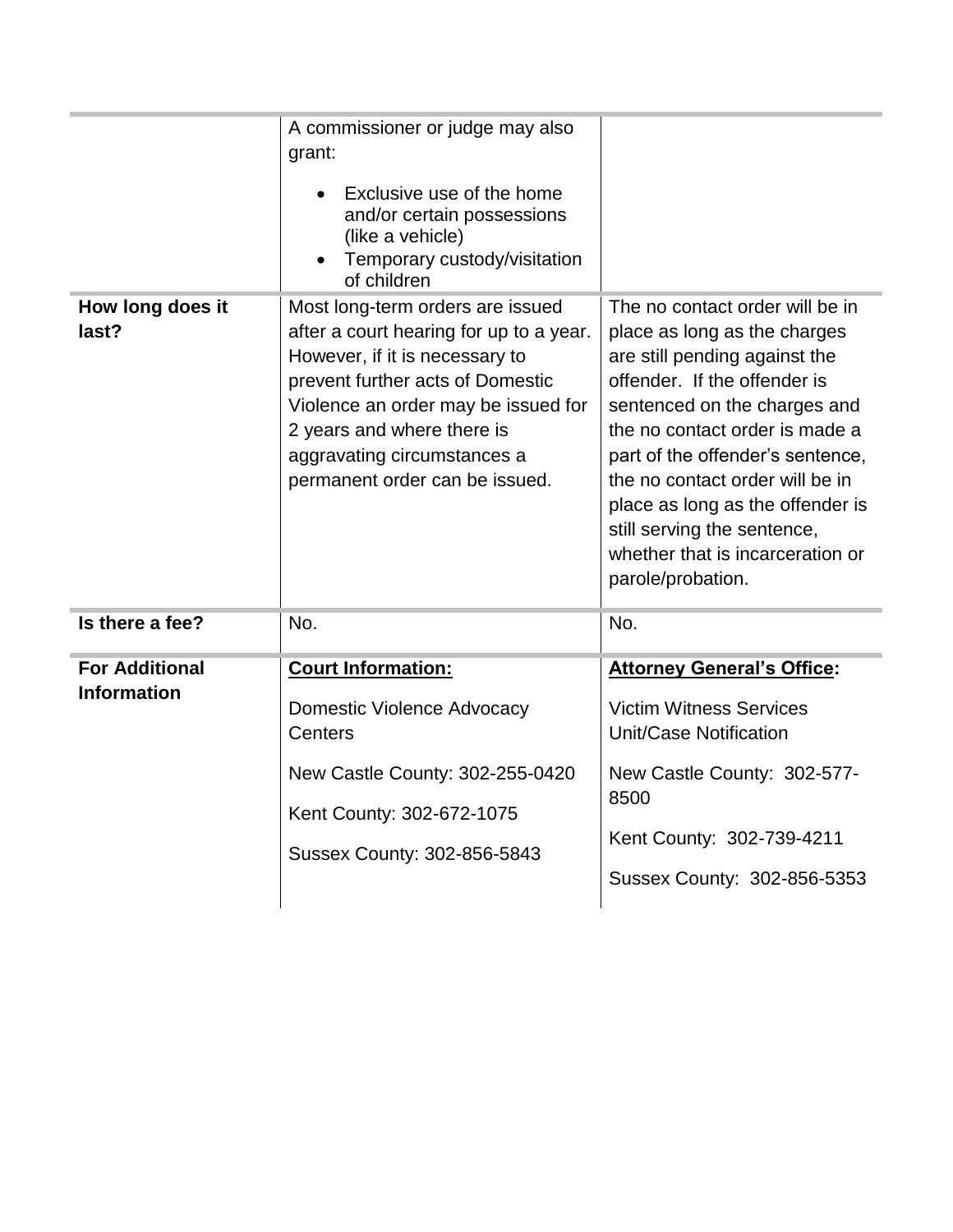| | | |
|---|---|---|
| | A commissioner or judge may also grant:<br>• Exclusive use of the home and/or certain possessions (like a vehicle)<br>• Temporary custody/visitation of children | |
| **How long does it last?** | Most long-term orders are issued after a court hearing for up to a year. However, if it is necessary to prevent further acts of Domestic Violence an order may be issued for 2 years and where there is aggravating circumstances a permanent order can be issued. | The no contact order will be in place as long as the charges are still pending against the offender. If the offender is sentenced on the charges and the no contact order is made a part of the offender's sentence, the no contact order will be in place as long as the offender is still serving the sentence, whether that is incarceration or parole/probation. |
| **Is there a fee?** | No. | No. |
| **For Additional Information** | **<u>Court Information:</u>**<br>Domestic Violence Advocacy Centers<br>New Castle County: 302-255-0420<br>Kent County: 302-672-1075<br>Sussex County: 302-856-5843 | **<u>Attorney General's Office</u>:**<br>Victim Witness Services Unit/Case Notification<br>New Castle County: 302-577-8500<br>Kent County: 302-739-4211<br>Sussex County: 302-856-5353 |